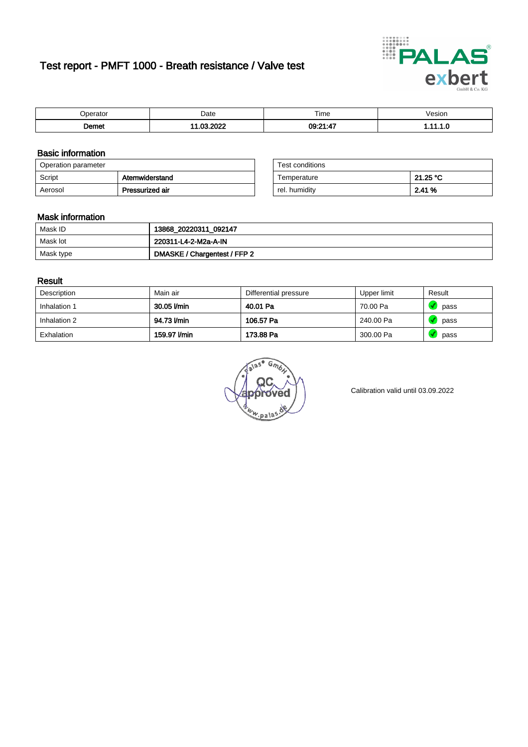# Test report - PMFT 1000 - Breath resistance / Valve test

| Operator | Date | Time | Vesion |
|---|---|---|---|
| **Demet** | **11.03.2022** | **09:21:47** | **1.11.1.0** |

## Basic information

| Operation parameter | |
|---|---|
| Script | **Atemwiderstand** |
| Aerosol | **Pressurized air** |

| Test conditions | |
|---|---|
| Temperature | **21.25 °C** |
| rel. humidity | **2.41 %** |

## Mask information

| Mask ID | **13868_20220311_092147** |
|---|---|
| Mask lot | **220311-L4-2-M2a-A-IN** |
| Mask type | **DMASKE / Chargentest / FFP 2** |

## Result

| Description | Main air | Differential pressure | Upper limit | Result |
|---|---|---|---|---|
| Inhalation 1 | **30.05 l/min** | **40.01 Pa** | 70.00 Pa | pass |
| Inhalation 2 | **94.73 l/min** | **106.57 Pa** | 240.00 Pa | pass |
| Exhalation | **159.97 l/min** | **173.88 Pa** | 300.00 Pa | pass |

palas GmbH QC approved www.palas.de

Calibration valid until 03.09.2022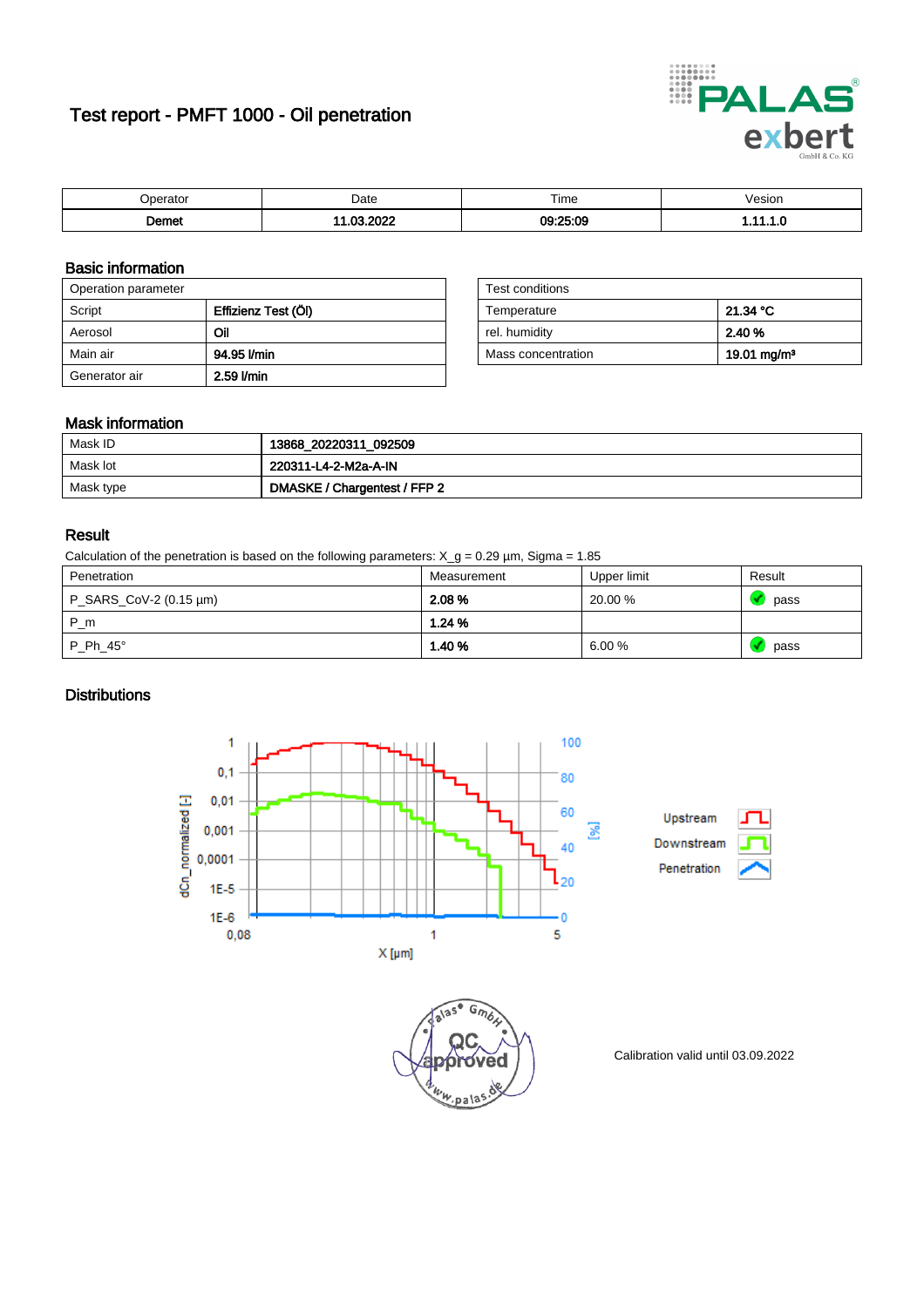# Test report - PMFT 1000 - Oil penetration

| Operator | Date | Time | Vesion |
|---|---|---|---|
| **Demet** | **11.03.2022** | **09:25:09** | **1.11.1.0** |

## Basic information

| Operation parameter | |
|---|---|
| Script | **Effizienz Test (Öl)** |
| Aerosol | **Oil** |
| Main air | **94.95 l/min** |
| Generator air | **2.59 l/min** |

| Test conditions | |
|---|---|
| Temperature | **21.34 °C** |
| rel. humidity | **2.40 %** |
| Mass concentration | **19.01 mg/m³** |

## Mask information

| | |
|---|---|
| Mask ID | **13868_20220311_092509** |
| Mask lot | **220311-L4-2-M2a-A-IN** |
| Mask type | **DMASKE / Chargentest / FFP 2** |

## Result

Calculation of the penetration is based on the following parameters: X_g = 0.29 µm, Sigma = 1.85

| Penetration | Measurement | Upper limit | Result |
|---|---|---|---|
| P_SARS_CoV-2 (0.15 µm) | **2.08 %** | 20.00 % | pass |
| P_m | **1.24 %** | | |
| P_Ph_45° | **1.40 %** | 6.00 % | pass |

## Distributions

dCn_normalized [-]
1
0,1
0,01
0,001
0,0001
1E-5
1E-6
0,08
1
5
X [µm]
100
80
60
40
20
0
[%]
Upstream
Downstream
Penetration

Palas® GmbH
QC
approved
www.palas.de

Calibration valid until 03.09.2022